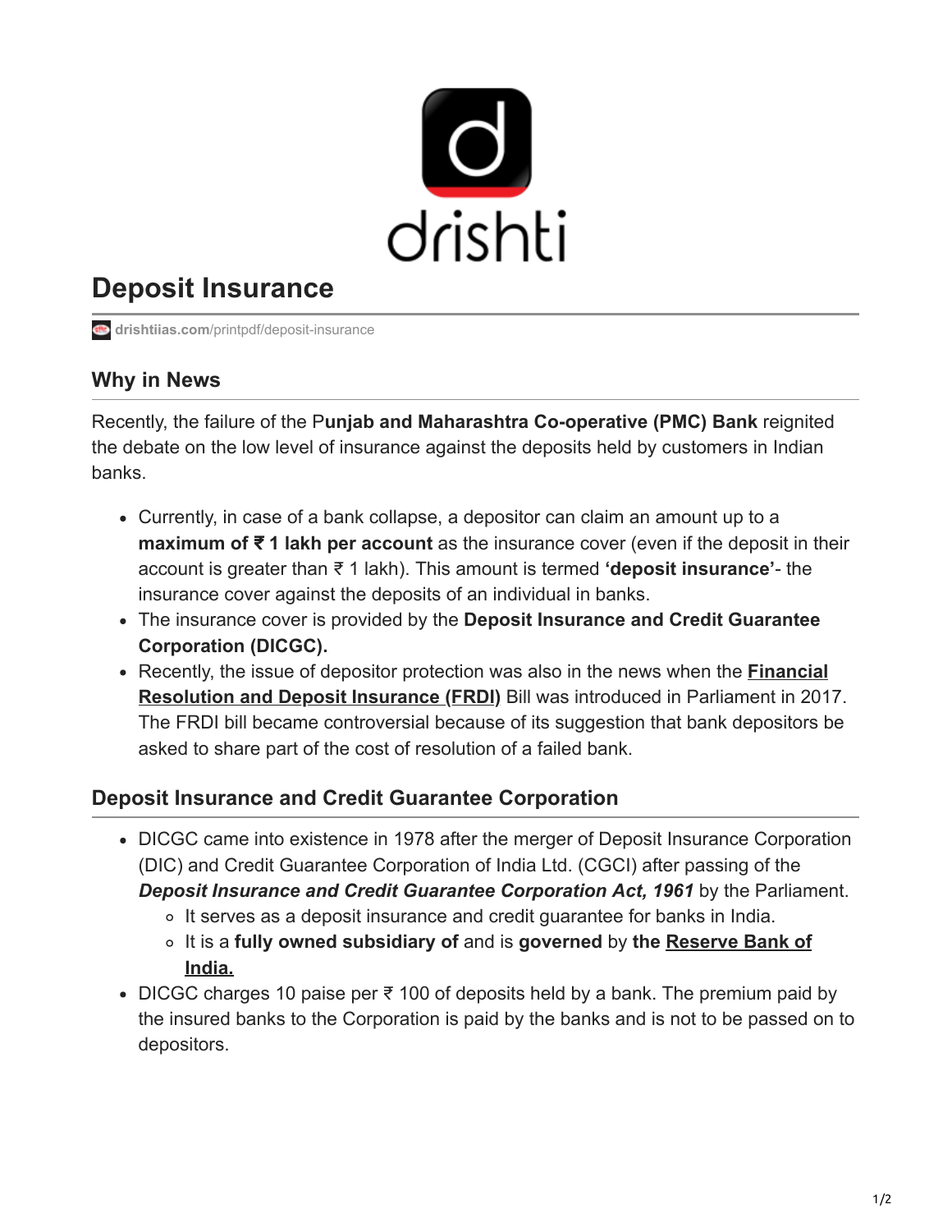# Deposit Insurance

drishtiias.com/printpdf/deposit-insurance

## Why in News

Recently, the failure of the P**unjab and Maharashtra Co-operative (PMC) Bank** reignited the debate on the low level of insurance against the deposits held by customers in Indian banks.

- Currently, in case of a bank collapse, a depositor can claim an amount up to a **maximum of ₹ 1 lakh per account** as the insurance cover (even if the deposit in their account is greater than ₹ 1 lakh). This amount is termed **'deposit insurance'**- the insurance cover against the deposits of an individual in banks.
- The insurance cover is provided by the **Deposit Insurance and Credit Guarantee Corporation (DICGC).**
- Recently, the issue of depositor protection was also in the news when the **Financial Resolution and Deposit Insurance (FRDI)** Bill was introduced in Parliament in 2017. The FRDI bill became controversial because of its suggestion that bank depositors be asked to share part of the cost of resolution of a failed bank.

## Deposit Insurance and Credit Guarantee Corporation

- DICGC came into existence in 1978 after the merger of Deposit Insurance Corporation (DIC) and Credit Guarantee Corporation of India Ltd. (CGCI) after passing of the ***Deposit Insurance and Credit Guarantee Corporation Act, 1961*** by the Parliament.
  - It serves as a deposit insurance and credit guarantee for banks in India.
  - It is a **fully owned subsidiary of** and is **governed** by **the Reserve Bank of India.**
- DICGC charges 10 paise per ₹ 100 of deposits held by a bank. The premium paid by the insured banks to the Corporation is paid by the banks and is not to be passed on to depositors.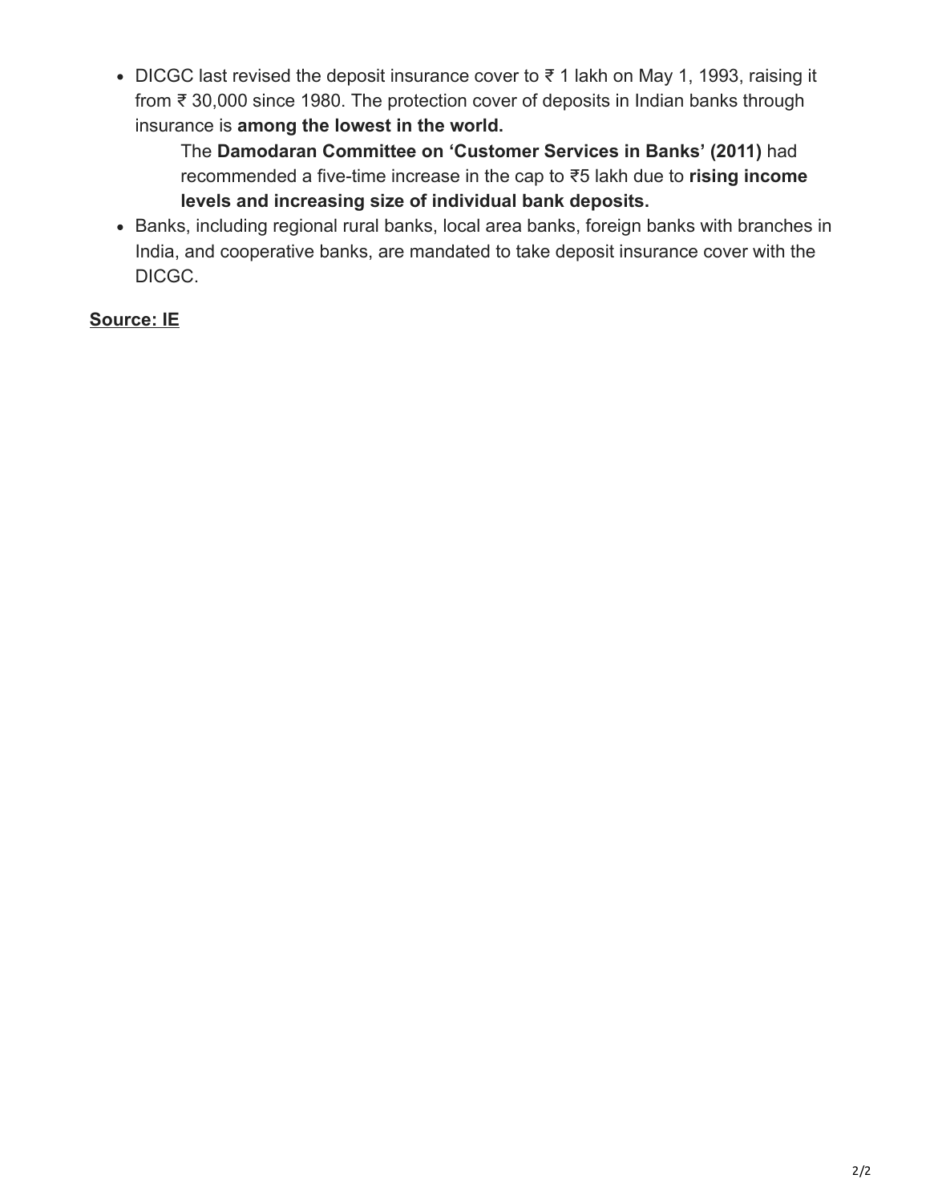- DICGC last revised the deposit insurance cover to ₹ 1 lakh on May 1, 1993, raising it from ₹ 30,000 since 1980. The protection cover of deposits in Indian banks through insurance is **among the lowest in the world.**
    - The **Damodaran Committee on 'Customer Services in Banks' (2011)** had recommended a five-time increase in the cap to ₹5 lakh due to **rising income levels and increasing size of individual bank deposits.**
- Banks, including regional rural banks, local area banks, foreign banks with branches in India, and cooperative banks, are mandated to take deposit insurance cover with the DICGC.

**Source: IE**